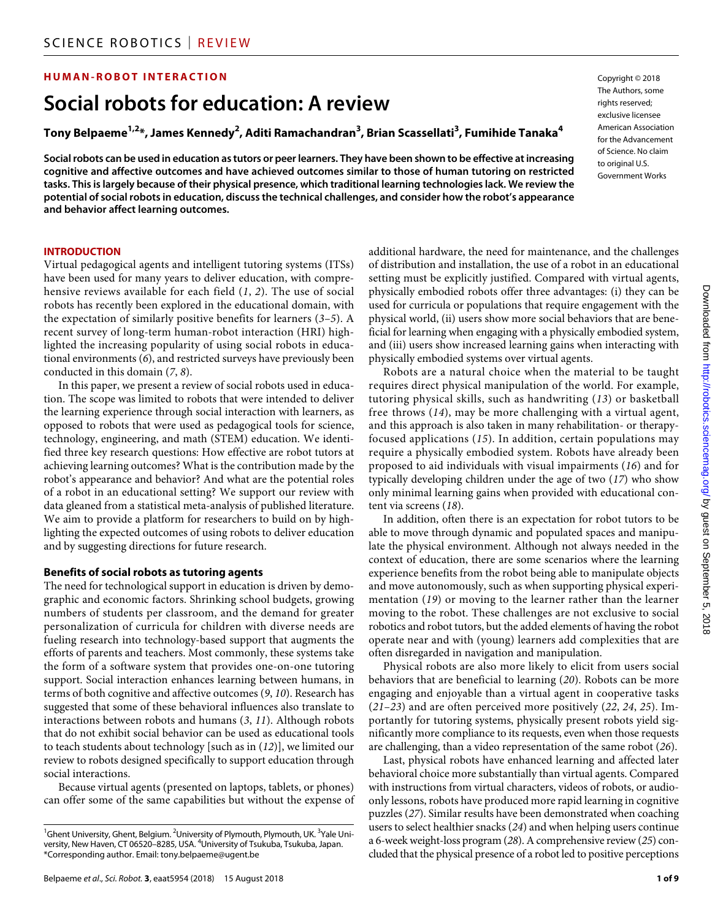HUMAN-ROBOT INTERACTION

# Social robots for education: A review

**Tony Belpaeme[1,2]*, James Kennedy[2], Aditi Ramachandran[3], Brian Scassellati[3], Fumihide Tanaka[4]**

Copyright © 2018 The Authors, some rights reserved; exclusive licensee American Association for the Advancement of Science. No claim to original U.S. Government Works

**Social robots can be used in education as tutors or peer learners. They have been shown to be effective at increasing cognitive and affective outcomes and have achieved outcomes similar to those of human tutoring on restricted tasks. This is largely because of their physical presence, which traditional learning technologies lack. We review the potential of social robots in education, discuss the technical challenges, and consider how the robot's appearance and behavior affect learning outcomes.**

## INTRODUCTION

Virtual pedagogical agents and intelligent tutoring systems (ITSs) have been used for many years to deliver education, with comprehensive reviews available for each field (*1*, *2*). The use of social robots has recently been explored in the educational domain, with the expectation of similarly positive benefits for learners (*3*–*5*). A recent survey of long-term human-robot interaction (HRI) highlighted the increasing popularity of using social robots in educational environments (*6*), and restricted surveys have previously been conducted in this domain (*7*, *8*).

In this paper, we present a review of social robots used in education. The scope was limited to robots that were intended to deliver the learning experience through social interaction with learners, as opposed to robots that were used as pedagogical tools for science, technology, engineering, and math (STEM) education. We identified three key research questions: How effective are robot tutors at achieving learning outcomes? What is the contribution made by the robot's appearance and behavior? And what are the potential roles of a robot in an educational setting? We support our review with data gleaned from a statistical meta-analysis of published literature. We aim to provide a platform for researchers to build on by highlighting the expected outcomes of using robots to deliver education and by suggesting directions for future research.

### Benefits of social robots as tutoring agents

The need for technological support in education is driven by demographic and economic factors. Shrinking school budgets, growing numbers of students per classroom, and the demand for greater personalization of curricula for children with diverse needs are fueling research into technology-based support that augments the efforts of parents and teachers. Most commonly, these systems take the form of a software system that provides one-on-one tutoring support. Social interaction enhances learning between humans, in terms of both cognitive and affective outcomes (*9*, *10*). Research has suggested that some of these behavioral influences also translate to interactions between robots and humans (*3*, *11*). Although robots that do not exhibit social behavior can be used as educational tools to teach students about technology [such as in (*12*)], we limited our review to robots designed specifically to support education through social interactions.

Because virtual agents (presented on laptops, tablets, or phones) can offer some of the same capabilities but without the expense of additional hardware, the need for maintenance, and the challenges of distribution and installation, the use of a robot in an educational setting must be explicitly justified. Compared with virtual agents, physically embodied robots offer three advantages: (i) they can be used for curricula or populations that require engagement with the physical world, (ii) users show more social behaviors that are beneficial for learning when engaging with a physically embodied system, and (iii) users show increased learning gains when interacting with physically embodied systems over virtual agents.

Robots are a natural choice when the material to be taught requires direct physical manipulation of the world. For example, tutoring physical skills, such as handwriting (*13*) or basketball free throws (*14*), may be more challenging with a virtual agent, and this approach is also taken in many rehabilitation- or therapy-focused applications (*15*). In addition, certain populations may require a physically embodied system. Robots have already been proposed to aid individuals with visual impairments (*16*) and for typically developing children under the age of two (*17*) who show only minimal learning gains when provided with educational content via screens (*18*).

In addition, often there is an expectation for robot tutors to be able to move through dynamic and populated spaces and manipulate the physical environment. Although not always needed in the context of education, there are some scenarios where the learning experience benefits from the robot being able to manipulate objects and move autonomously, such as when supporting physical experimentation (*19*) or moving to the learner rather than the learner moving to the robot. These challenges are not exclusive to social robotics and robot tutors, but the added elements of having the robot operate near and with (young) learners add complexities that are often disregarded in navigation and manipulation.

Physical robots are also more likely to elicit from users social behaviors that are beneficial to learning (*20*). Robots can be more engaging and enjoyable than a virtual agent in cooperative tasks (*21*–*23*) and are often perceived more positively (*22*, *24*, *25*). Importantly for tutoring systems, physically present robots yield significantly more compliance to its requests, even when those requests are challenging, than a video representation of the same robot (*26*).

Last, physical robots have enhanced learning and affected later behavioral choice more substantially than virtual agents. Compared with instructions from virtual characters, videos of robots, or audio-only lessons, robots have produced more rapid learning in cognitive puzzles (*27*). Similar results have been demonstrated when coaching users to select healthier snacks (*24*) and when helping users continue a 6-week weight-loss program (*28*). A comprehensive review (*25*) concluded that the physical presence of a robot led to positive perceptions

---

[1]Ghent University, Ghent, Belgium. [2]University of Plymouth, Plymouth, UK. [3]Yale University, New Haven, CT 06520–8285, USA. [4]University of Tsukuba, Tsukuba, Japan.
*Corresponding author. Email: tony.belpaeme@ugent.be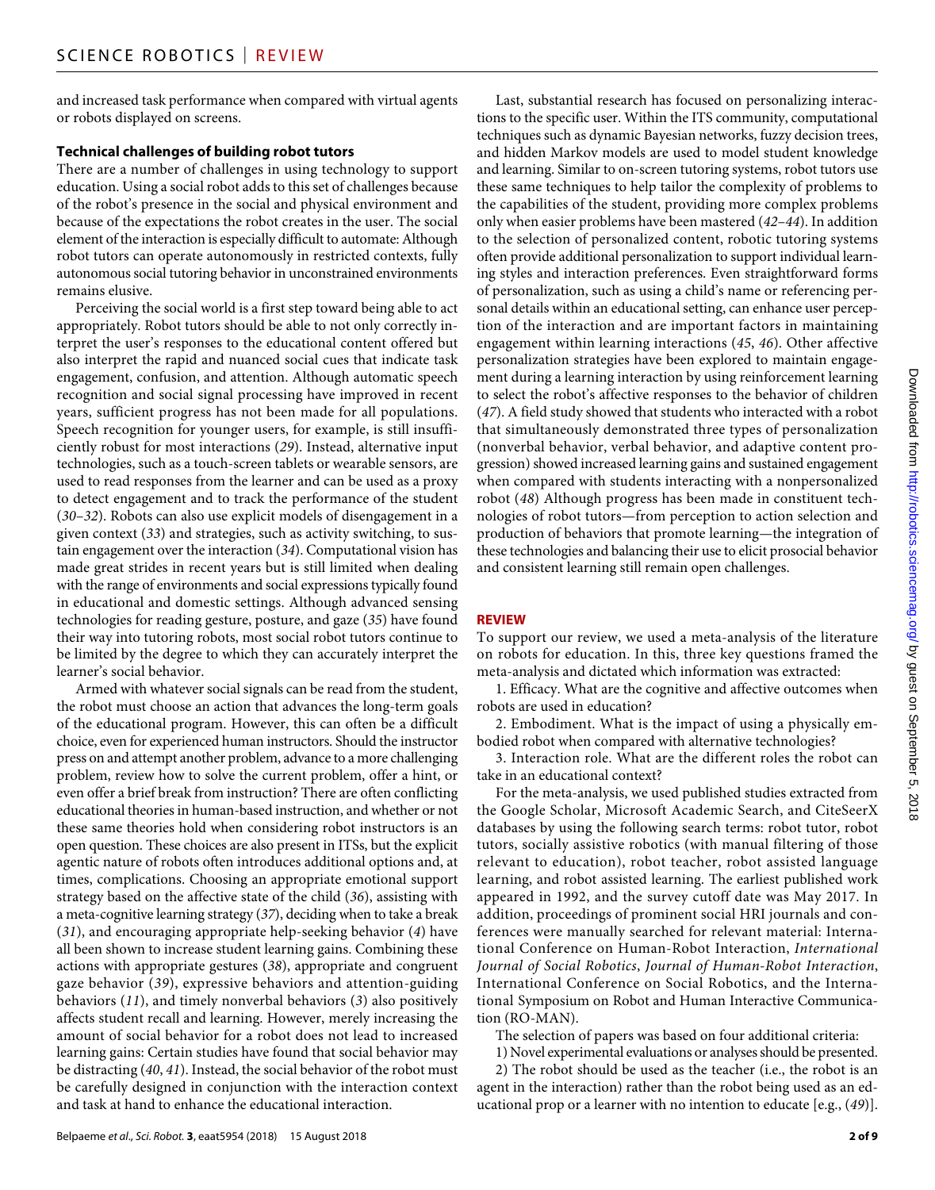and increased task performance when compared with virtual agents or robots displayed on screens.

### Technical challenges of building robot tutors

There are a number of challenges in using technology to support education. Using a social robot adds to this set of challenges because of the robot's presence in the social and physical environment and because of the expectations the robot creates in the user. The social element of the interaction is especially difficult to automate: Although robot tutors can operate autonomously in restricted contexts, fully autonomous social tutoring behavior in unconstrained environments remains elusive.

Perceiving the social world is a first step toward being able to act appropriately. Robot tutors should be able to not only correctly interpret the user's responses to the educational content offered but also interpret the rapid and nuanced social cues that indicate task engagement, confusion, and attention. Although automatic speech recognition and social signal processing have improved in recent years, sufficient progress has not been made for all populations. Speech recognition for younger users, for example, is still insufficiently robust for most interactions (*29*). Instead, alternative input technologies, such as a touch-screen tablets or wearable sensors, are used to read responses from the learner and can be used as a proxy to detect engagement and to track the performance of the student (*30*–*32*). Robots can also use explicit models of disengagement in a given context (*33*) and strategies, such as activity switching, to sustain engagement over the interaction (*34*). Computational vision has made great strides in recent years but is still limited when dealing with the range of environments and social expressions typically found in educational and domestic settings. Although advanced sensing technologies for reading gesture, posture, and gaze (*35*) have found their way into tutoring robots, most social robot tutors continue to be limited by the degree to which they can accurately interpret the learner's social behavior.

Armed with whatever social signals can be read from the student, the robot must choose an action that advances the long-term goals of the educational program. However, this can often be a difficult choice, even for experienced human instructors. Should the instructor press on and attempt another problem, advance to a more challenging problem, review how to solve the current problem, offer a hint, or even offer a brief break from instruction? There are often conflicting educational theories in human-based instruction, and whether or not these same theories hold when considering robot instructors is an open question. These choices are also present in ITSs, but the explicit agentic nature of robots often introduces additional options and, at times, complications. Choosing an appropriate emotional support strategy based on the affective state of the child (*36*), assisting with a meta-cognitive learning strategy (*37*), deciding when to take a break (*31*), and encouraging appropriate help-seeking behavior (*4*) have all been shown to increase student learning gains. Combining these actions with appropriate gestures (*38*), appropriate and congruent gaze behavior (*39*), expressive behaviors and attention-guiding behaviors (*11*), and timely nonverbal behaviors (*3*) also positively affects student recall and learning. However, merely increasing the amount of social behavior for a robot does not lead to increased learning gains: Certain studies have found that social behavior may be distracting (*40*, *41*). Instead, the social behavior of the robot must be carefully designed in conjunction with the interaction context and task at hand to enhance the educational interaction.

Last, substantial research has focused on personalizing interactions to the specific user. Within the ITS community, computational techniques such as dynamic Bayesian networks, fuzzy decision trees, and hidden Markov models are used to model student knowledge and learning. Similar to on-screen tutoring systems, robot tutors use these same techniques to help tailor the complexity of problems to the capabilities of the student, providing more complex problems only when easier problems have been mastered (*42*–*44*). In addition to the selection of personalized content, robotic tutoring systems often provide additional personalization to support individual learning styles and interaction preferences. Even straightforward forms of personalization, such as using a child's name or referencing personal details within an educational setting, can enhance user perception of the interaction and are important factors in maintaining engagement within learning interactions (*45*, *46*). Other affective personalization strategies have been explored to maintain engagement during a learning interaction by using reinforcement learning to select the robot's affective responses to the behavior of children (*47*). A field study showed that students who interacted with a robot that simultaneously demonstrated three types of personalization (nonverbal behavior, verbal behavior, and adaptive content progression) showed increased learning gains and sustained engagement when compared with students interacting with a nonpersonalized robot (*48*) Although progress has been made in constituent technologies of robot tutors—from perception to action selection and production of behaviors that promote learning—the integration of these technologies and balancing their use to elicit prosocial behavior and consistent learning still remain open challenges.

## REVIEW

To support our review, we used a meta-analysis of the literature on robots for education. In this, three key questions framed the meta-analysis and dictated which information was extracted:

1. Efficacy. What are the cognitive and affective outcomes when robots are used in education?

2. Embodiment. What is the impact of using a physically embodied robot when compared with alternative technologies?

3. Interaction role. What are the different roles the robot can take in an educational context?

For the meta-analysis, we used published studies extracted from the Google Scholar, Microsoft Academic Search, and CiteSeerX databases by using the following search terms: robot tutor, robot tutors, socially assistive robotics (with manual filtering of those relevant to education), robot teacher, robot assisted language learning, and robot assisted learning. The earliest published work appeared in 1992, and the survey cutoff date was May 2017. In addition, proceedings of prominent social HRI journals and conferences were manually searched for relevant material: International Conference on Human-Robot Interaction, *International Journal of Social Robotics*, *Journal of Human-Robot Interaction*, International Conference on Social Robotics, and the International Symposium on Robot and Human Interactive Communication (RO-MAN).

The selection of papers was based on four additional criteria:

1) Novel experimental evaluations or analyses should be presented.

2) The robot should be used as the teacher (i.e., the robot is an agent in the interaction) rather than the robot being used as an educational prop or a learner with no intention to educate [e.g., (*49*)].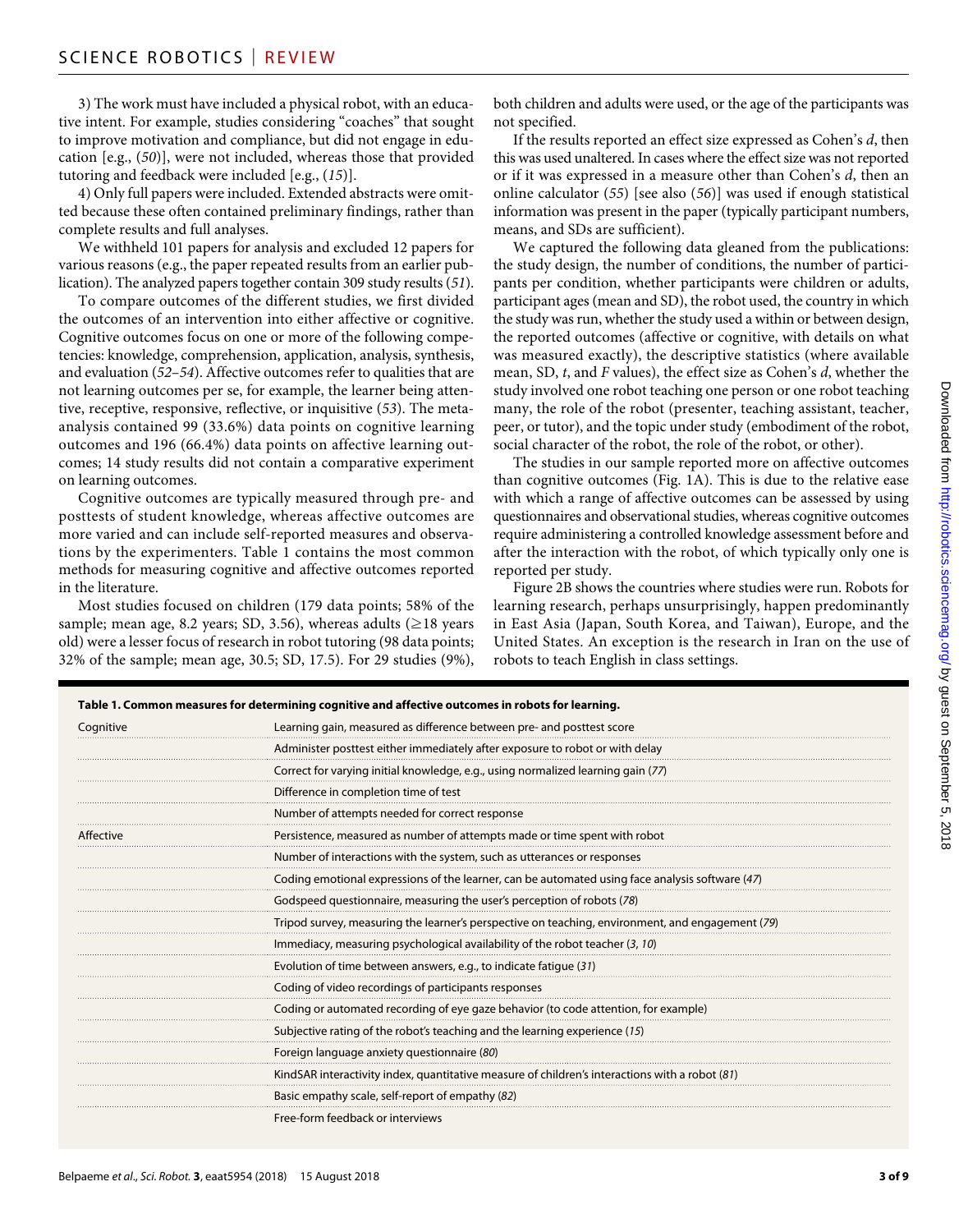3) The work must have included a physical robot, with an educative intent. For example, studies considering "coaches" that sought to improve motivation and compliance, but did not engage in education [e.g., (50)], were not included, whereas those that provided tutoring and feedback were included [e.g., (15)].

4) Only full papers were included. Extended abstracts were omitted because these often contained preliminary findings, rather than complete results and full analyses.

We withheld 101 papers for analysis and excluded 12 papers for various reasons (e.g., the paper repeated results from an earlier publication). The analyzed papers together contain 309 study results (51).

To compare outcomes of the different studies, we first divided the outcomes of an intervention into either affective or cognitive. Cognitive outcomes focus on one or more of the following competencies: knowledge, comprehension, application, analysis, synthesis, and evaluation (52–54). Affective outcomes refer to qualities that are not learning outcomes per se, for example, the learner being attentive, receptive, responsive, reflective, or inquisitive (53). The meta-analysis contained 99 (33.6%) data points on cognitive learning outcomes and 196 (66.4%) data points on affective learning outcomes; 14 study results did not contain a comparative experiment on learning outcomes.

Cognitive outcomes are typically measured through pre- and posttests of student knowledge, whereas affective outcomes are more varied and can include self-reported measures and observations by the experimenters. Table 1 contains the most common methods for measuring cognitive and affective outcomes reported in the literature.

Most studies focused on children (179 data points; 58% of the sample; mean age, 8.2 years; SD, 3.56), whereas adults (≥18 years old) were a lesser focus of research in robot tutoring (98 data points; 32% of the sample; mean age, 30.5; SD, 17.5). For 29 studies (9%), both children and adults were used, or the age of the participants was not specified.

If the results reported an effect size expressed as Cohen's $d$, then this was used unaltered. In cases where the effect size was not reported or if it was expressed in a measure other than Cohen's $d$, then an online calculator (55) [see also (56)] was used if enough statistical information was present in the paper (typically participant numbers, means, and SDs are sufficient).

We captured the following data gleaned from the publications: the study design, the number of conditions, the number of participants per condition, whether participants were children or adults, participant ages (mean and SD), the robot used, the country in which the study was run, whether the study used a within or between design, the reported outcomes (affective or cognitive, with details on what was measured exactly), the descriptive statistics (where available mean, SD, $t$, and $F$ values), the effect size as Cohen's $d$, whether the study involved one robot teaching one person or one robot teaching many, the role of the robot (presenter, teaching assistant, teacher, peer, or tutor), and the topic under study (embodiment of the robot, social character of the robot, the role of the robot, or other).

The studies in our sample reported more on affective outcomes than cognitive outcomes (Fig. 1A). This is due to the relative ease with which a range of affective outcomes can be assessed by using questionnaires and observational studies, whereas cognitive outcomes require administering a controlled knowledge assessment before and after the interaction with the robot, of which typically only one is reported per study.

Figure 2B shows the countries where studies were run. Robots for learning research, perhaps unsurprisingly, happen predominantly in East Asia (Japan, South Korea, and Taiwan), Europe, and the United States. An exception is the research in Iran on the use of robots to teach English in class settings.

**Table 1. Common measures for determining cognitive and affective outcomes in robots for learning.**

| | |
|---|---|
| Cognitive | Learning gain, measured as difference between pre- and posttest score |
| | Administer posttest either immediately after exposure to robot or with delay |
| | Correct for varying initial knowledge, e.g., using normalized learning gain (77) |
| | Difference in completion time of test |
| | Number of attempts needed for correct response |
| Affective | Persistence, measured as number of attempts made or time spent with robot |
| | Number of interactions with the system, such as utterances or responses |
| | Coding emotional expressions of the learner, can be automated using face analysis software (47) |
| | Godspeed questionnaire, measuring the user's perception of robots (78) |
| | Tripod survey, measuring the learner's perspective on teaching, environment, and engagement (79) |
| | Immediacy, measuring psychological availability of the robot teacher (3, 10) |
| | Evolution of time between answers, e.g., to indicate fatigue (31) |
| | Coding of video recordings of participants responses |
| | Coding or automated recording of eye gaze behavior (to code attention, for example) |
| | Subjective rating of the robot's teaching and the learning experience (15) |
| | Foreign language anxiety questionnaire (80) |
| | KindSAR interactivity index, quantitative measure of children's interactions with a robot (81) |
| | Basic empathy scale, self-report of empathy (82) |
| | Free-form feedback or interviews |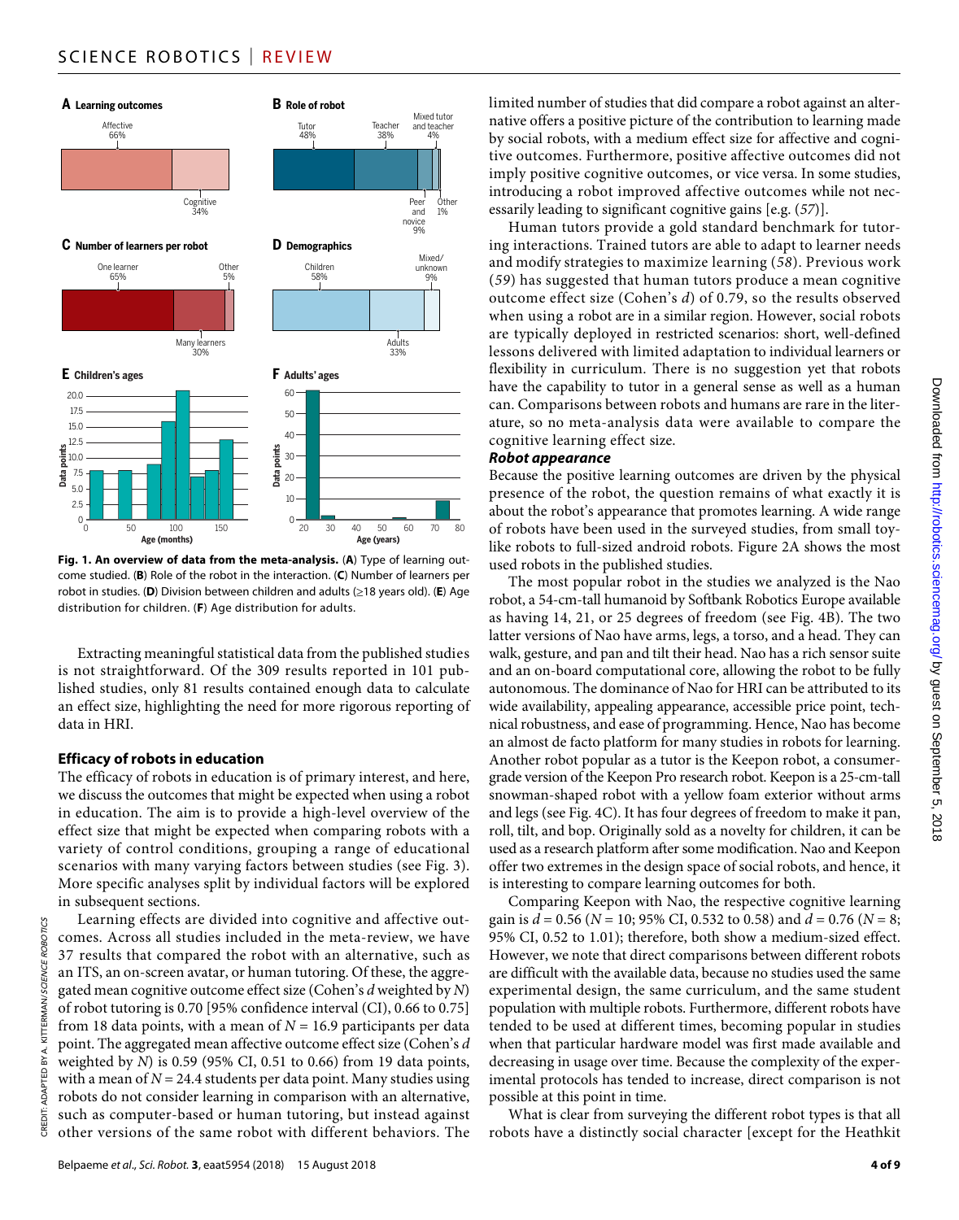**Fig. 1. An overview of data from the meta-analysis.** (**A**) Type of learning outcome studied. (**B**) Role of the robot in the interaction. (**C**) Number of learners per robot in studies. (**D**) Division between children and adults (≥18 years old). (**E**) Age distribution for children. (**F**) Age distribution for adults.

Extracting meaningful statistical data from the published studies is not straightforward. Of the 309 results reported in 101 published studies, only 81 results contained enough data to calculate an effect size, highlighting the need for more rigorous reporting of data in HRI.

### Efficacy of robots in education

The efficacy of robots in education is of primary interest, and here, we discuss the outcomes that might be expected when using a robot in education. The aim is to provide a high-level overview of the effect size that might be expected when comparing robots with a variety of control conditions, grouping a range of educational scenarios with many varying factors between studies (see Fig. 3). More specific analyses split by individual factors will be explored in subsequent sections.

Learning effects are divided into cognitive and affective outcomes. Across all studies included in the meta-review, we have 37 results that compared the robot with an alternative, such as an ITS, an on-screen avatar, or human tutoring. Of these, the aggregated mean cognitive outcome effect size (Cohen's $d$ weighted by $N$) of robot tutoring is 0.70 [95% confidence interval (CI), 0.66 to 0.75] from 18 data points, with a mean of $N = 16.9$ participants per data point. The aggregated mean affective outcome effect size (Cohen's $d$ weighted by $N$) is 0.59 (95% CI, 0.51 to 0.66) from 19 data points, with a mean of $N = 24.4$ students per data point. Many studies using robots do not consider learning in comparison with an alternative, such as computer-based or human tutoring, but instead against other versions of the same robot with different behaviors. The limited number of studies that did compare a robot against an alternative offers a positive picture of the contribution to learning made by social robots, with a medium effect size for affective and cognitive outcomes. Furthermore, positive affective outcomes did not imply positive cognitive outcomes, or vice versa. In some studies, introducing a robot improved affective outcomes while not necessarily leading to significant cognitive gains [e.g. (*57*)].

Human tutors provide a gold standard benchmark for tutoring interactions. Trained tutors are able to adapt to learner needs and modify strategies to maximize learning (*58*). Previous work (*59*) has suggested that human tutors produce a mean cognitive outcome effect size (Cohen's $d$) of 0.79, so the results observed when using a robot are in a similar region. However, social robots are typically deployed in restricted scenarios: short, well-defined lessons delivered with limited adaptation to individual learners or flexibility in curriculum. There is no suggestion yet that robots have the capability to tutor in a general sense as well as a human can. Comparisons between robots and humans are rare in the literature, so no meta-analysis data were available to compare the cognitive learning effect size.

#### *Robot appearance*

Because the positive learning outcomes are driven by the physical presence of the robot, the question remains of what exactly it is about the robot's appearance that promotes learning. A wide range of robots have been used in the surveyed studies, from small toy-like robots to full-sized android robots. Figure 2A shows the most used robots in the published studies.

The most popular robot in the studies we analyzed is the Nao robot, a 54-cm-tall humanoid by Softbank Robotics Europe available as having 14, 21, or 25 degrees of freedom (see Fig. 4B). The two latter versions of Nao have arms, legs, a torso, and a head. They can walk, gesture, and pan and tilt their head. Nao has a rich sensor suite and an on-board computational core, allowing the robot to be fully autonomous. The dominance of Nao for HRI can be attributed to its wide availability, appealing appearance, accessible price point, technical robustness, and ease of programming. Hence, Nao has become an almost de facto platform for many studies in robots for learning. Another robot popular as a tutor is the Keepon robot, a consumer-grade version of the Keepon Pro research robot. Keepon is a 25-cm-tall snowman-shaped robot with a yellow foam exterior without arms and legs (see Fig. 4C). It has four degrees of freedom to make it pan, roll, tilt, and bop. Originally sold as a novelty for children, it can be used as a research platform after some modification. Nao and Keepon offer two extremes in the design space of social robots, and hence, it is interesting to compare learning outcomes for both.

Comparing Keepon with Nao, the respective cognitive learning gain is $d = 0.56$ ($N = 10$; 95% CI, 0.532 to 0.58) and $d = 0.76$ ($N = 8$; 95% CI, 0.52 to 1.01); therefore, both show a medium-sized effect. However, we note that direct comparisons between different robots are difficult with the available data, because no studies used the same experimental design, the same curriculum, and the same student population with multiple robots. Furthermore, different robots have tended to be used at different times, becoming popular in studies when that particular hardware model was first made available and decreasing in usage over time. Because the complexity of the experimental protocols has tended to increase, direct comparison is not possible at this point in time.

What is clear from surveying the different robot types is that all robots have a distinctly social character [except for the Heathkit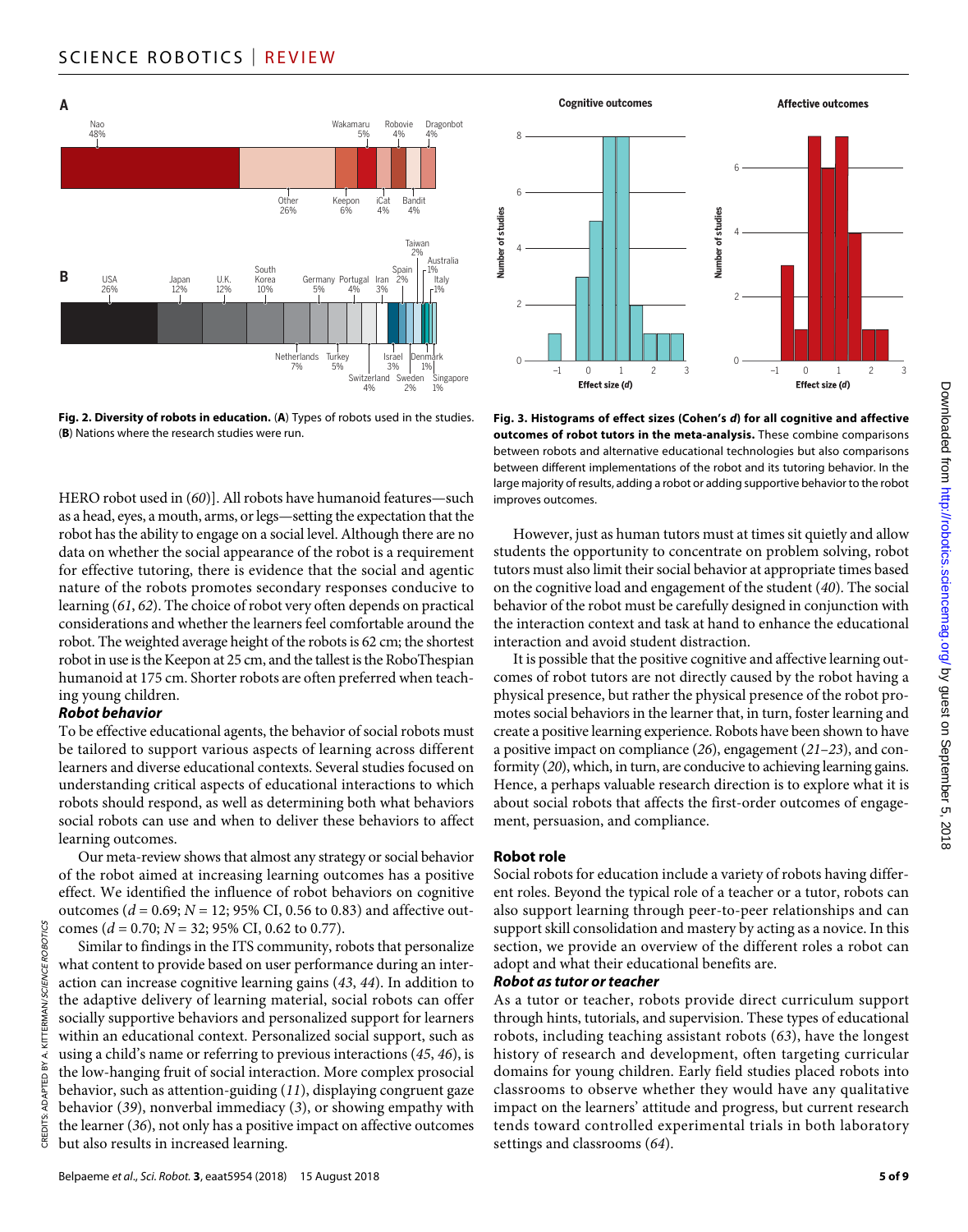**Fig. 2. Diversity of robots in education.** (**A**) Types of robots used in the studies. (**B**) Nations where the research studies were run.

**Fig. 3. Histograms of effect sizes (Cohen's *d*) for all cognitive and affective outcomes of robot tutors in the meta-analysis.** These combine comparisons between robots and alternative educational technologies but also comparisons between different implementations of the robot and its tutoring behavior. In the large majority of results, adding a robot or adding supportive behavior to the robot improves outcomes.

HERO robot used in (*60*)]. All robots have humanoid features—such as a head, eyes, a mouth, arms, or legs—setting the expectation that the robot has the ability to engage on a social level. Although there are no data on whether the social appearance of the robot is a requirement for effective tutoring, there is evidence that the social and agentic nature of the robots promotes secondary responses conducive to learning (*61*, *62*). The choice of robot very often depends on practical considerations and whether the learners feel comfortable around the robot. The weighted average height of the robots is 62 cm; the shortest robot in use is the Keepon at 25 cm, and the tallest is the RoboThespian humanoid at 175 cm. Shorter robots are often preferred when teaching young children.

### *Robot behavior*

To be effective educational agents, the behavior of social robots must be tailored to support various aspects of learning across different learners and diverse educational contexts. Several studies focused on understanding critical aspects of educational interactions to which robots should respond, as well as determining both what behaviors social robots can use and when to deliver these behaviors to affect learning outcomes.

Our meta-review shows that almost any strategy or social behavior of the robot aimed at increasing learning outcomes has a positive effect. We identified the influence of robot behaviors on cognitive outcomes ($d = 0.69$; $N = 12$; 95% CI, 0.56 to 0.83) and affective outcomes ($d = 0.70$; $N = 32$; 95% CI, 0.62 to 0.77).

Similar to findings in the ITS community, robots that personalize what content to provide based on user performance during an interaction can increase cognitive learning gains (*43*, *44*). In addition to the adaptive delivery of learning material, social robots can offer socially supportive behaviors and personalized support for learners within an educational context. Personalized social support, such as using a child's name or referring to previous interactions (*45*, *46*), is the low-hanging fruit of social interaction. More complex prosocial behavior, such as attention-guiding (*11*), displaying congruent gaze behavior (*39*), nonverbal immediacy (*3*), or showing empathy with the learner (*36*), not only has a positive impact on affective outcomes but also results in increased learning.

However, just as human tutors must at times sit quietly and allow students the opportunity to concentrate on problem solving, robot tutors must also limit their social behavior at appropriate times based on the cognitive load and engagement of the student (*40*). The social behavior of the robot must be carefully designed in conjunction with the interaction context and task at hand to enhance the educational interaction and avoid student distraction.

It is possible that the positive cognitive and affective learning outcomes of robot tutors are not directly caused by the robot having a physical presence, but rather the physical presence of the robot promotes social behaviors in the learner that, in turn, foster learning and create a positive learning experience. Robots have been shown to have a positive impact on compliance (*26*), engagement (*21*–*23*), and conformity (*20*), which, in turn, are conducive to achieving learning gains. Hence, a perhaps valuable research direction is to explore what it is about social robots that affects the first-order outcomes of engagement, persuasion, and compliance.

## Robot role

Social robots for education include a variety of robots having different roles. Beyond the typical role of a teacher or a tutor, robots can also support learning through peer-to-peer relationships and can support skill consolidation and mastery by acting as a novice. In this section, we provide an overview of the different roles a robot can adopt and what their educational benefits are.

### *Robot as tutor or teacher*

As a tutor or teacher, robots provide direct curriculum support through hints, tutorials, and supervision. These types of educational robots, including teaching assistant robots (*63*), have the longest history of research and development, often targeting curricular domains for young children. Early field studies placed robots into classrooms to observe whether they would have any qualitative impact on the learners' attitude and progress, but current research tends toward controlled experimental trials in both laboratory settings and classrooms (*64*).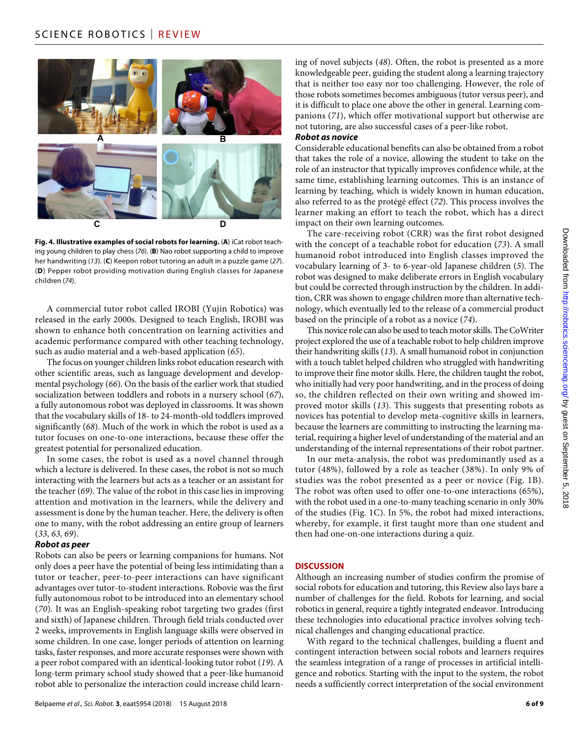**Fig. 4. Illustrative examples of social robots for learning.** (**A**) iCat robot teaching young children to play chess (*76*). (**B**) Nao robot supporting a child to improve her handwriting (*13*). (**C**) Keepon robot tutoring an adult in a puzzle game (*27*). (**D**) Pepper robot providing motivation during English classes for Japanese children (*74*).

A commercial tutor robot called IROBI (Yujin Robotics) was released in the early 2000s. Designed to teach English, IROBI was shown to enhance both concentration on learning activities and academic performance compared with other teaching technology, such as audio material and a web-based application (*65*).

The focus on younger children links robot education research with other scientific areas, such as language development and developmental psychology (*66*). On the basis of the earlier work that studied socialization between toddlers and robots in a nursery school (*67*), a fully autonomous robot was deployed in classrooms. It was shown that the vocabulary skills of 18- to 24-month-old toddlers improved significantly (*68*). Much of the work in which the robot is used as a tutor focuses on one-to-one interactions, because these offer the greatest potential for personalized education.

In some cases, the robot is used as a novel channel through which a lecture is delivered. In these cases, the robot is not so much interacting with the learners but acts as a teacher or an assistant for the teacher (*69*). The value of the robot in this case lies in improving attention and motivation in the learners, while the delivery and assessment is done by the human teacher. Here, the delivery is often one to many, with the robot addressing an entire group of learners (*33*, *63*, *69*).

### *Robot as peer*

Robots can also be peers or learning companions for humans. Not only does a peer have the potential of being less intimidating than a tutor or teacher, peer-to-peer interactions can have significant advantages over tutor-to-student interactions. Robovie was the first fully autonomous robot to be introduced into an elementary school (*70*). It was an English-speaking robot targeting two grades (first and sixth) of Japanese children. Through field trials conducted over 2 weeks, improvements in English language skills were observed in some children. In one case, longer periods of attention on learning tasks, faster responses, and more accurate responses were shown with a peer robot compared with an identical-looking tutor robot (*19*). A long-term primary school study showed that a peer-like humanoid robot able to personalize the interaction could increase child learning of novel subjects (*48*). Often, the robot is presented as a more knowledgeable peer, guiding the student along a learning trajectory that is neither too easy nor too challenging. However, the role of those robots sometimes becomes ambiguous (tutor versus peer), and it is difficult to place one above the other in general. Learning companions (*71*), which offer motivational support but otherwise are not tutoring, are also successful cases of a peer-like robot.

### *Robot as novice*

Considerable educational benefits can also be obtained from a robot that takes the role of a novice, allowing the student to take on the role of an instructor that typically improves confidence while, at the same time, establishing learning outcomes. This is an instance of learning by teaching, which is widely known in human education, also referred to as the protégé effect (*72*). This process involves the learner making an effort to teach the robot, which has a direct impact on their own learning outcomes.

The care-receiving robot (CRR) was the first robot designed with the concept of a teachable robot for education (*73*). A small humanoid robot introduced into English classes improved the vocabulary learning of 3- to 6-year-old Japanese children (*5*). The robot was designed to make deliberate errors in English vocabulary but could be corrected through instruction by the children. In addition, CRR was shown to engage children more than alternative technology, which eventually led to the release of a commercial product based on the principle of a robot as a novice (*74*).

This novice role can also be used to teach motor skills. The CoWriter project explored the use of a teachable robot to help children improve their handwriting skills (*13*). A small humanoid robot in conjunction with a touch tablet helped children who struggled with handwriting to improve their fine motor skills. Here, the children taught the robot, who initially had very poor handwriting, and in the process of doing so, the children reflected on their own writing and showed improved motor skills (*13*). This suggests that presenting robots as novices has potential to develop meta-cognitive skills in learners, because the learners are committing to instructing the learning material, requiring a higher level of understanding of the material and an understanding of the internal representations of their robot partner.

In our meta-analysis, the robot was predominantly used as a tutor (48%), followed by a role as teacher (38%). In only 9% of studies was the robot presented as a peer or novice (Fig. 1B). The robot was often used to offer one-to-one interactions (65%), with the robot used in a one-to-many teaching scenario in only 30% of the studies (Fig. 1C). In 5%, the robot had mixed interactions, whereby, for example, it first taught more than one student and then had one-on-one interactions during a quiz.

## DISCUSSION

Although an increasing number of studies confirm the promise of social robots for education and tutoring, this Review also lays bare a number of challenges for the field. Robots for learning, and social robotics in general, require a tightly integrated endeavor. Introducing these technologies into educational practice involves solving technical challenges and changing educational practice.

With regard to the technical challenges, building a fluent and contingent interaction between social robots and learners requires the seamless integration of a range of processes in artificial intelligence and robotics. Starting with the input to the system, the robot needs a sufficiently correct interpretation of the social environment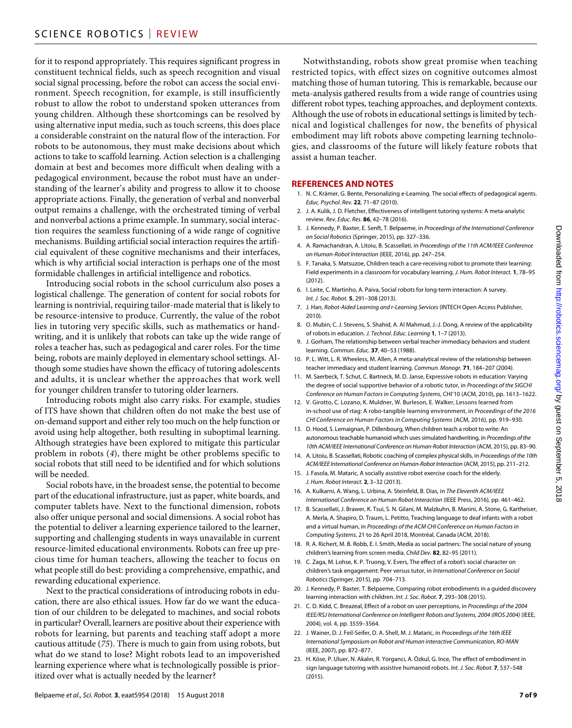for it to respond appropriately. This requires significant progress in constituent technical fields, such as speech recognition and visual social signal processing, before the robot can access the social environment. Speech recognition, for example, is still insufficiently robust to allow the robot to understand spoken utterances from young children. Although these shortcomings can be resolved by using alternative input media, such as touch screens, this does place a considerable constraint on the natural flow of the interaction. For robots to be autonomous, they must make decisions about which actions to take to scaffold learning. Action selection is a challenging domain at best and becomes more difficult when dealing with a pedagogical environment, because the robot must have an understanding of the learner's ability and progress to allow it to choose appropriate actions. Finally, the generation of verbal and nonverbal output remains a challenge, with the orchestrated timing of verbal and nonverbal actions a prime example. In summary, social interaction requires the seamless functioning of a wide range of cognitive mechanisms. Building artificial social interaction requires the artificial equivalent of these cognitive mechanisms and their interfaces, which is why artificial social interaction is perhaps one of the most formidable challenges in artificial intelligence and robotics.

Introducing social robots in the school curriculum also poses a logistical challenge. The generation of content for social robots for learning is nontrivial, requiring tailor-made material that is likely to be resource-intensive to produce. Currently, the value of the robot lies in tutoring very specific skills, such as mathematics or handwriting, and it is unlikely that robots can take up the wide range of roles a teacher has, such as pedagogical and carer roles. For the time being, robots are mainly deployed in elementary school settings. Although some studies have shown the efficacy of tutoring adolescents and adults, it is unclear whether the approaches that work well for younger children transfer to tutoring older learners.

Introducing robots might also carry risks. For example, studies of ITS have shown that children often do not make the best use of on-demand support and either rely too much on the help function or avoid using help altogether, both resulting in suboptimal learning. Although strategies have been explored to mitigate this particular problem in robots (*4*), there might be other problems specific to social robots that still need to be identified and for which solutions will be needed.

Social robots have, in the broadest sense, the potential to become part of the educational infrastructure, just as paper, white boards, and computer tablets have. Next to the functional dimension, robots also offer unique personal and social dimensions. A social robot has the potential to deliver a learning experience tailored to the learner, supporting and challenging students in ways unavailable in current resource-limited educational environments. Robots can free up precious time for human teachers, allowing the teacher to focus on what people still do best: providing a comprehensive, empathic, and rewarding educational experience.

Next to the practical considerations of introducing robots in education, there are also ethical issues. How far do we want the education of our children to be delegated to machines, and social robots in particular? Overall, learners are positive about their experience with robots for learning, but parents and teaching staff adopt a more cautious attitude (*75*). There is much to gain from using robots, but what do we stand to lose? Might robots lead to an impoverished learning experience where what is technologically possible is prioritized over what is actually needed by the learner?

Notwithstanding, robots show great promise when teaching restricted topics, with effect sizes on cognitive outcomes almost matching those of human tutoring. This is remarkable, because our meta-analysis gathered results from a wide range of countries using different robot types, teaching approaches, and deployment contexts. Although the use of robots in educational settings is limited by technical and logistical challenges for now, the benefits of physical embodiment may lift robots above competing learning technologies, and classrooms of the future will likely feature robots that assist a human teacher.

## REFERENCES AND NOTES

1. N. C. Krämer, G. Bente, Personalizing e-Learning. The social effects of pedagogical agents. *Educ. Psychol. Rev.* **22**, 71–87 (2010).
2. J. A. Kulik, J. D. Fletcher, Effectiveness of intelligent tutoring systems: A meta-analytic review. *Rev. Educ. Res.* **86**, 42–78 (2016).
3. J. Kennedy, P. Baxter, E. Senft, T. Belpaeme, in *Proceedings of the International Conference on Social Robotics* (Springer, 2015), pp. 327–336.
4. A. Ramachandran, A. Litoiu, B. Scassellati, in *Proceedings of the 11th ACM/IEEE Conference on Human-Robot Interaction* (IEEE, 2016), pp. 247–254.
5. F. Tanaka, S. Matsuzoe, Children teach a care-receiving robot to promote their learning: Field experiments in a classroom for vocabulary learning. *J. Hum. Robot Interact.* **1**, 78–95 (2012).
6. I. Leite, C. Martinho, A. Paiva, Social robots for long-term interaction: A survey. *Int. J. Soc. Robot.* **5**, 291–308 (2013).
7. J. Han, *Robot-Aided Learning and r-Learning Services* (INTECH Open Access Publisher, 2010).
8. O. Mubin, C. J. Stevens, S. Shahid, A. Al Mahmud, J.-J. Dong, A review of the applicability of robots in education. *J. Technol. Educ. Learning* **1**, 1–7 (2013).
9. J. Gorham, The relationship between verbal teacher immediacy behaviors and student learning. *Commun. Educ.* **37**, 40–53 (1988).
10. P. L. Witt, L. R. Wheeless, M. Allen, A meta-analytical review of the relationship between teacher immediacy and student learning. *Commun. Monogr.* **71**, 184–207 (2004).
11. M. Saerbeck, T. Schut, C. Bartneck, M. D. Janse, Expressive robots in education: Varying the degree of social supportive behavior of a robotic tutor, in *Proceedings of the SIGCHI Conference on Human Factors in Computing Systems*, CHI'10 (ACM, 2010), pp. 1613–1622.
12. V. Girotto, C. Lozano, K. Muldner, W. Burleson, E. Walker, Lessons learned from in-school use of rtag: A robo-tangible learning environment, in *Proceedings of the 2016 CHI Conference on Human Factors in Computing Systems* (ACM, 2016), pp. 919–930.
13. D. Hood, S. Lemaignan, P. Dillenbourg, When children teach a robot to write: An autonomous teachable humanoid which uses simulated handwriting, in *Proceedings of the 10th ACM/IEEE International Conference on Human-Robot Interaction* (ACM, 2015), pp. 83–90.
14. A. Litoiu, B. Scassellati, Robotic coaching of complex physical skills, in *Proceedings of the 10th ACM/IEEE International Conference on Human-Robot Interaction* (ACM, 2015), pp. 211–212.
15. J. Fasola, M. Mataric, A socially assistive robot exercise coach for the elderly. *J. Hum. Robot Interact.* **2**, 3–32 (2013).
16. A. Kulkarni, A. Wang, L. Urbina, A. Steinfeld, B. Dias, in *The Eleventh ACM/IEEE International Conference on Human Robot Interaction* (IEEE Press, 2016), pp. 461–462.
17. B. Scassellati, J. Brawer, K. Tsui, S. N. Gilani, M. Malzkuhn, B. Manini, A. Stone, G. Kartheiser, A. Merla, A. Shapiro, D. Traum, L. Petitto, Teaching language to deaf infants with a robot and a virtual human, in *Proceedings of the ACM CHI Conference on Human Factors in Computing Systems*, 21 to 26 April 2018, Montréal, Canada (ACM, 2018).
18. R. A. Richert, M. B. Robb, E. I. Smith, Media as social partners: The social nature of young children's learning from screen media. *Child Dev.* **82**, 82–95 (2011).
19. C. Zaga, M. Lohse, K. P. Truong, V. Evers, The effect of a robot's social character on children's task engagement: Peer versus tutor, in *International Conference on Social Robotics* (Springer, 2015), pp. 704–713.
20. J. Kennedy, P. Baxter, T. Belpaeme, Comparing robot embodiments in a guided discovery learning interaction with children. *Int. J. Soc. Robot.* **7**, 293–308 (2015).
21. C. D. Kidd, C. Breazeal, Effect of a robot on user perceptions, in *Proceedings of the 2004 IEEE/RSJ International Conference on Intelligent Robots and Systems, 2004 (IROS 2004)* (IEEE, 2004), vol. 4, pp. 3559–3564.
22. J. Wainer, D. J. Feil-Seifer, D. A. Shell, M. J. Mataric, in *Proceedings of the 16th IEEE International Symposium on Robot and Human interactive Communication, RO-MAN* (IEEE, 2007), pp. 872–877.
23. H. Köse, P. Uluer, N. Akalın, R. Yorgancı, A. Özkul, G. Ince, The effect of embodiment in sign language tutoring with assistive humanoid robots. *Int. J. Soc. Robot.* **7**, 537–548 (2015).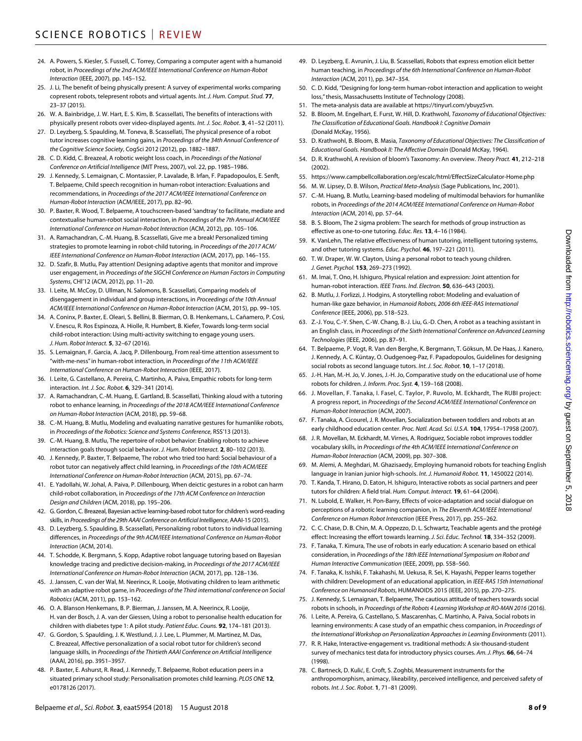24. A. Powers, S. Kiesler, S. Fussell, C. Torrey, Comparing a computer agent with a humanoid robot, in *Proceedings of the 2nd ACM/IEEE International Conference on Human-Robot Interaction* (IEEE, 2007), pp. 145–152.
25. J. Li, The benefit of being physically present: A survey of experimental works comparing copresent robots, telepresent robots and virtual agents. *Int. J. Hum. Comput. Stud.* **77**, 23–37 (2015).
26. W. A. Bainbridge, J. W. Hart, E. S. Kim, B. Scassellati, The benefits of interactions with physically present robots over video-displayed agents. *Int. J. Soc. Robot.* **3**, 41–52 (2011).
27. D. Leyzberg, S. Spaulding, M. Toneva, B. Scassellati, The physical presence of a robot tutor increases cognitive learning gains, in *Proceedings of the 34th Annual Conference of the Cognitive Science Society*, CogSci 2012 (2012), pp. 1882–1887.
28. C. D. Kidd, C. Breazeal, A robotic weight loss coach, in *Proceedings of the National Conference on Artificial Intelligence* (MIT Press, 2007), vol. 22, pp. 1985–1986.
29. J. Kennedy, S. Lemaignan, C. Montassier, P. Lavalade, B. Irfan, F. Papadopoulos, E. Senft, T. Belpaeme, Child speech recognition in human-robot interaction: Evaluations and recommendations, in *Proceedings of the 2017 ACM/IEEE International Conference on Human-Robot Interaction* (ACM/IEEE, 2017), pp. 82–90.
30. P. Baxter, R. Wood, T. Belpaeme, A touchscreen-based 'sandtray' to facilitate, mediate and contextualise human-robot social interaction, in *Proceedings of the 7th Annual ACM/IEEE International Conference on Human-Robot Interaction* (ACM, 2012), pp. 105–106.
31. A. Ramachandran, C.-M. Huang, B. Scassellati, Give me a break! Personalized timing strategies to promote learning in robot-child tutoring, in *Proceedings of the 2017 ACM/IEEE International Conference on Human-Robot Interaction* (ACM, 2017), pp. 146–155.
32. D. Szafir, B. Mutlu, Pay attention! Designing adaptive agents that monitor and improve user engagement, in *Proceedings of the SIGCHI Conference on Human Factors in Computing Systems*, CHI'12 (ACM, 2012), pp. 11–20.
33. I. Leite, M. McCoy, D. Ullman, N. Salomons, B. Scassellati, Comparing models of disengagement in individual and group interactions, in *Proceedings of the 10th Annual ACM/IEEE International Conference on Human-Robot Interaction* (ACM, 2015), pp. 99–105.
34. A. Coninx, P. Baxter, E. Oleari, S. Bellini, B. Bierman, O. B. Henkemans, L. Cañamero, P. Cosi, V. Enescu, R. Ros Espinoza, A. Hiolle, R. Humbert, B. Kiefer, Towards long-term social child-robot interaction: Using multi-activity switching to engage young users. *J. Hum. Robot Interact.* **5**, 32–67 (2016).
35. S. Lemaignan, F. Garcia, A. Jacq, P. Dillenbourg, From real-time attention assessment to "with-me-ness" in human-robot interaction, in *Proceedings of the 11th ACM/IEEE International Conference on Human-Robot Interaction* (IEEE, 2017).
36. I. Leite, G. Castellano, A. Pereira, C. Martinho, A. Paiva, Empathic robots for long-term interaction. *Int. J. Soc. Robot.* **6**, 329–341 (2014).
37. A. Ramachandran, C.-M. Huang, E. Gartland, B. Scassellati, Thinking aloud with a tutoring robot to enhance learning, in *Proceedings of the 2018 ACM/IEEE International Conference on Human-Robot Interaction* (ACM, 2018), pp. 59–68.
38. C.-M. Huang, B. Mutlu, Modeling and evaluating narrative gestures for humanlike robots, in *Proceedings of the Robotics: Science and Systems Conference*, RSS'13 (2013).
39. C.-M. Huang, B. Mutlu, The repertoire of robot behavior: Enabling robots to achieve interaction goals through social behavior. *J. Hum. Robot Interact.* **2**, 80–102 (2013).
40. J. Kennedy, P. Baxter, T. Belpaeme, The robot who tried too hard: Social behaviour of a robot tutor can negatively affect child learning, in *Proceedings of the 10th ACM/IEEE International Conference on Human-Robot Interaction* (ACM, 2015), pp. 67–74.
41. E. Yadollahi, W. Johal, A. Paiva, P. Dillenbourg, When deictic gestures in a robot can harm child-robot collaboration, in *Proceedings of the 17th ACM Conference on Interaction Design and Children* (ACM, 2018), pp. 195–206.
42. G. Gordon, C. Breazeal, Bayesian active learning-based robot tutor for children's word-reading skills, in *Proceedings of the 29th AAAI Conference on Artificial Intelligence*, AAAI-15 (2015).
43. D. Leyzberg, S. Spaulding, B. Scassellati, Personalizing robot tutors to individual learning differences, in *Proceedings of the 9th ACM/IEEE International Conference on Human-Robot Interaction* (ACM, 2014).
44. T. Schodde, K. Bergmann, S. Kopp, Adaptive robot language tutoring based on Bayesian knowledge tracing and predictive decision-making, in *Proceedings of the 2017 ACM/IEEE International Conference on Human-Robot Interaction* (ACM, 2017), pp. 128–136.
45. J. Janssen, C. van der Wal, M. Neerincx, R. Looije, Motivating children to learn arithmetic with an adaptive robot game, in *Proceedings of the Third international conference on Social Robotics* (ACM, 2011), pp. 153–162.
46. O. A. Blanson Henkemans, B. P. Bierman, J. Janssen, M. A. Neerincx, R. Looije, H. van der Bosch, J. A. van der Giessen, Using a robot to personalise health education for children with diabetes type 1: A pilot study. *Patient Educ. Couns.* **92**, 174–181 (2013).
47. G. Gordon, S. Spaulding, J. K. Westlund, J. J. Lee, L. Plummer, M. Martinez, M. Das, C. Breazeal, Affective personalization of a social robot tutor for children's second language skills, in *Proceedings of the Thirtieth AAAI Conference on Artificial Intelligence* (AAAI, 2016), pp. 3951–3957.
48. P. Baxter, E. Ashurst, R. Read, J. Kennedy, T. Belpaeme, Robot education peers in a situated primary school study: Personalisation promotes child learning. *PLOS ONE* **12**, e0178126 (2017).
49. D. Leyzberg, E. Avrunin, J. Liu, B. Scassellati, Robots that express emotion elicit better human teaching, in *Proceedings of the 6th International Conference on Human-Robot Interaction* (ACM, 2011), pp. 347–354.
50. C. D. Kidd, "Designing for long-term human-robot interaction and application to weight loss," thesis, Massachusetts Institute of Technology (2008).
51. The meta-analysis data are available at https://tinyurl.com/ybuyz5vn.
52. B. Bloom, M. Engelhart, E. Furst, W. Hill, D. Krathwohl, *Taxonomy of Educational Objectives: The Classification of Educational Goals. Handbook I: Cognitive Domain* (Donald McKay, 1956).
53. D. Krathwohl, B. Bloom, B. Masia, *Taxonomy of Educational Objectives: The Classification of Educational Goals. Handbook II: The Affective Domain* (Donald McKay, 1964).
54. D. R. Krathwohl, A revision of bloom's Taxonomy: An overview. *Theory Pract.* **41**, 212–218 (2002).
55. https://www.campbellcollaboration.org/escalc/html/EffectSizeCalculator-Home.php
56. M. W. Lipsey, D. B. Wilson, *Practical Meta-Analysis* (Sage Publications, Inc, 2001).
57. C.-M. Huang, B. Mutlu, Learning-based modeling of multimodal behaviors for humanlike robots, in *Proceedings of the 2014 ACM/IEEE International Conference on Human-Robot Interaction* (ACM, 2014), pp. 57–64.
58. B. S. Bloom, The 2 sigma problem: The search for methods of group instruction as effective as one-to-one tutoring. *Educ. Res.* **13**, 4–16 (1984).
59. K. VanLehn, The relative effectiveness of human tutoring, intelligent tutoring systems, and other tutoring systems. *Educ. Psychol.* **46**, 197–221 (2011).
60. T. W. Draper, W. W. Clayton, Using a personal robot to teach young children. *J. Genet. Psychol.* **153**, 269–273 (1992).
61. M. Imai, T. Ono, H. Ishiguro, Physical relation and expression: Joint attention for human-robot interaction. *IEEE Trans. Ind. Electron.* **50**, 636–643 (2003).
62. B. Mutlu, J. Forlizzi, J. Hodgins, A storytelling robot: Modeling and evaluation of human-like gaze behavior, in *Humanoid Robots, 2006 6th IEEE-RAS International Conference* (IEEE, 2006), pp. 518–523.
63. Z.-J. You, C.-Y. Shen, C.-W. Chang, B.-J. Liu, G.-D. Chen, A robot as a teaching assistant in an English class, in *Proceedings of the Sixth International Conference on Advanced Learning Technologies* (IEEE, 2006), pp. 87–91.
64. T. Belpaeme, P. Vogt, R. Van den Berghe, K. Bergmann, T. Göksun, M. De Haas, J. Kanero, J. Kennedy, A. C. Küntay, O. Oudgenoeg-Paz, F. Papadopoulos, Guidelines for designing social robots as second language tutors. *Int. J. Soc. Robot.* **10**, 1–17 (2018).
65. J.-H. Han, M.-H. Jo, V. Jones, J.-H. Jo, Comparative study on the educational use of home robots for children. *J. Inform. Proc. Syst.* **4**, 159–168 (2008).
66. J. Movellan, F. Tanaka, I. Fasel, C. Taylor, P. Ruvolo, M. Eckhardt, The RUBI project: A progress report, in *Proceedings of the Second ACM/IEEE International Conference on Human-Robot Interaction* (ACM, 2007).
67. F. Tanaka, A. Cicourel, J. R. Movellan, Socialization between toddlers and robots at an early childhood education center. *Proc. Natl. Acad. Sci. U.S.A.* **104**, 17954–17958 (2007).
68. J. R. Movellan, M. Eckhardt, M. Virnes, A. Rodriguez, Sociable robot improves toddler vocabulary skills, in *Proceedings of the 4th ACM/IEEE International Conference on Human-Robot Interaction* (ACM, 2009), pp. 307–308.
69. M. Alemi, A. Meghdari, M. Ghazisaedy, Employing humanoid robots for teaching English language in Iranian junior high-schools. *Int. J. Humanoid Robot.* **11**, 1450022 (2014).
70. T. Kanda, T. Hirano, D. Eaton, H. Ishiguro, Interactive robots as social partners and peer tutors for children: A field trial. *Hum. Comput. Interact.* **19**, 61–64 (2004).
71. N. Lubold, E. Walker, H. Pon-Barry, Effects of voice-adaptation and social dialogue on perceptions of a robotic learning companion, in *The Eleventh ACM/IEEE International Conference on Human Robot Interaction* (IEEE Press, 2017), pp. 255–262.
72. C. C. Chase, D. B. Chin, M. A. Oppezzo, D. L. Schwartz, Teachable agents and the protégé effect: Increasing the effort towards learning. *J. Sci. Educ. Technol.* **18**, 334–352 (2009).
73. F. Tanaka, T. Kimura, The use of robots in early education: A scenario based on ethical consideration, in *Proceedings of the 18th IEEE International Symposium on Robot and Human Interactive Communication* (IEEE, 2009), pp. 558–560.
74. F. Tanaka, K. Isshiki, F. Takahashi, M. Uekusa, R. Sei, K. Hayashi, Pepper learns together with children: Development of an educational application, in *IEEE-RAS 15th International Conference on Humanoid Robots*, HUMANOIDS 2015 (IEEE, 2015), pp. 270–275.
75. J. Kennedy, S. Lemaignan, T. Belpaeme, The cautious attitude of teachers towards social robots in schools, in *Proceedings of the Robots 4 Learning Workshop at RO-MAN 2016* (2016).
76. I. Leite, A. Pereira, G. Castellano, S. Mascarenhas, C. Martinho, A. Paiva, Social robots in learning environments: A case study of an empathic chess companion, in *Proceedings of the International Workshop on Personalization Approaches in Learning Environments* (2011).
77. R. R. Hake, Interactive-engagement vs. traditional methods: A six-thousand-student survey of mechanics test data for introductory physics courses. *Am. J. Phys.* **66**, 64–74 (1998).
78. C. Bartneck, D. Kulić, E. Croft, S. Zoghbi, Measurement instruments for the anthropomorphism, animacy, likeability, perceived intelligence, and perceived safety of robots. *Int. J. Soc. Robot.* **1**, 71–81 (2009).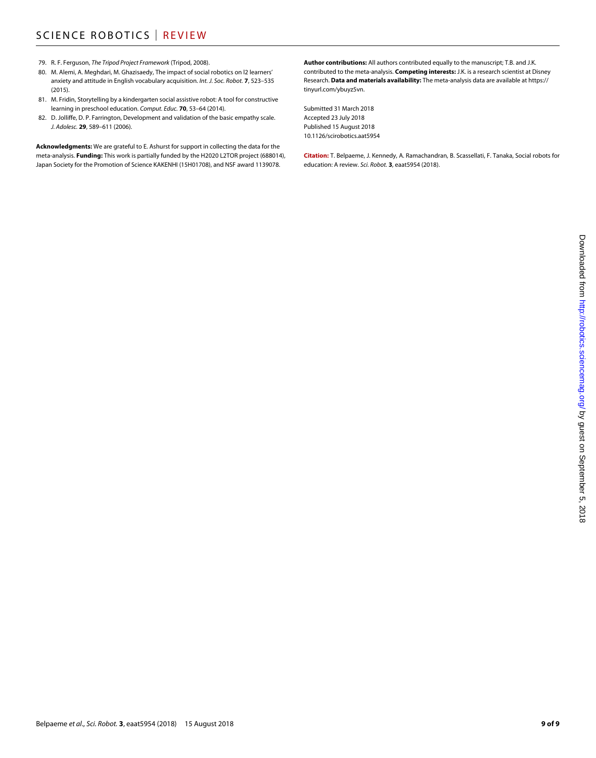79. R. F. Ferguson, *The Tripod Project Framework* (Tripod, 2008).
80. M. Alemi, A. Meghdari, M. Ghazisaedy, The impact of social robotics on l2 learners' anxiety and attitude in English vocabulary acquisition. *Int. J. Soc. Robot.* **7**, 523–535 (2015).
81. M. Fridin, Storytelling by a kindergarten social assistive robot: A tool for constructive learning in preschool education. *Comput. Educ.* **70**, 53–64 (2014).
82. D. Jolliffe, D. P. Farrington, Development and validation of the basic empathy scale. *J. Adolesc.* **29**, 589–611 (2006).

**Acknowledgments:** We are grateful to E. Ashurst for support in collecting the data for the meta-analysis. **Funding:** This work is partially funded by the H2020 L2TOR project (688014), Japan Society for the Promotion of Science KAKENHI (15H01708), and NSF award 1139078. **Author contributions:** All authors contributed equally to the manuscript; T.B. and J.K. contributed to the meta-analysis. **Competing interests:** J.K. is a research scientist at Disney Research. **Data and materials availability:** The meta-analysis data are available at https://tinyurl.com/ybuyz5vn.

Submitted 31 March 2018
Accepted 23 July 2018
Published 15 August 2018
10.1126/scirobotics.aat5954

**Citation:** T. Belpaeme, J. Kennedy, A. Ramachandran, B. Scassellati, F. Tanaka, Social robots for education: A review. *Sci. Robot.* **3**, eaat5954 (2018).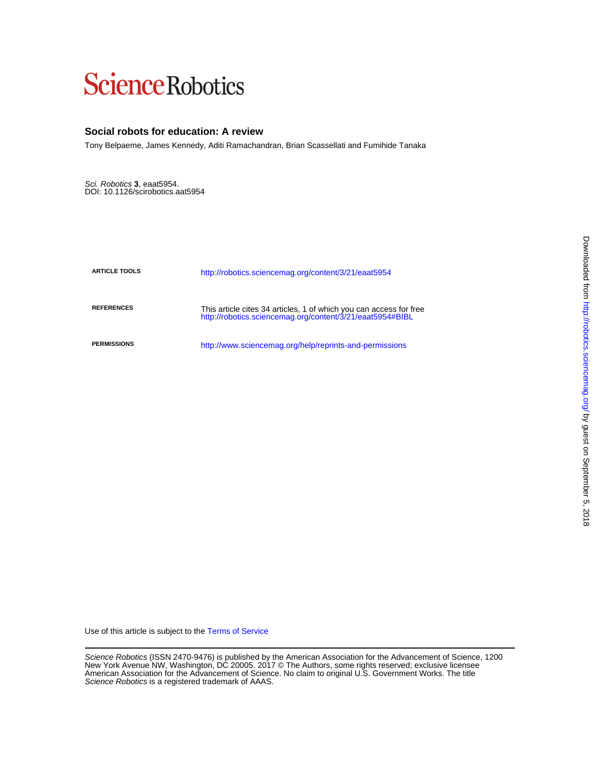# Science Robotics

## Social robots for education: A review

Tony Belpaeme, James Kennedy, Aditi Ramachandran, Brian Scassellati and Fumihide Tanaka

*Sci. Robotics* **3**, eaat5954.
DOI: 10.1126/scirobotics.aat5954

| | |
|---|---|
| **ARTICLE TOOLS** | http://robotics.sciencemag.org/content/3/21/eaat5954 |
| **REFERENCES** | This article cites 34 articles, 1 of which you can access for free http://robotics.sciencemag.org/content/3/21/eaat5954#BIBL |
| **PERMISSIONS** | http://www.sciencemag.org/help/reprints-and-permissions |

Use of this article is subject to the Terms of Service

*Science Robotics* (ISSN 2470-9476) is published by the American Association for the Advancement of Science, 1200 New York Avenue NW, Washington, DC 20005. 2017 © The Authors, some rights reserved; exclusive licensee American Association for the Advancement of Science. No claim to original U.S. Government Works. The title *Science Robotics* is a registered trademark of AAAS.

Downloaded from http://robotics.sciencemag.org/ by guest on September 5, 2018